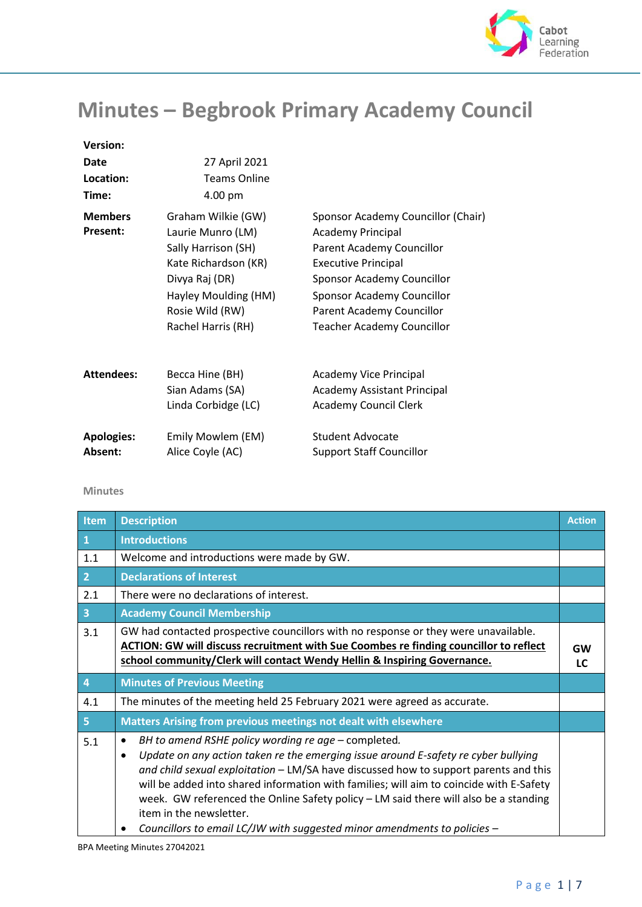# Minutes – Begbrook Primary Academy Council

| | | |
|---|---|---|
| **Version:** | | |
| **Date** | 27 April 2021 | |
| **Location:** | Teams Online | |
| **Time:** | 4.00 pm | |
| **Members Present:** | Graham Wilkie (GW) | Sponsor Academy Councillor (Chair) |
| | Laurie Munro (LM) | Academy Principal |
| | Sally Harrison (SH) | Parent Academy Councillor |
| | Kate Richardson (KR) | Executive Principal |
| | Divya Raj (DR) | Sponsor Academy Councillor |
| | Hayley Moulding (HM) | Sponsor Academy Councillor |
| | Rosie Wild (RW) | Parent Academy Councillor |
| | Rachel Harris (RH) | Teacher Academy Councillor |
| **Attendees:** | Becca Hine (BH) | Academy Vice Principal |
| | Sian Adams (SA) | Academy Assistant Principal |
| | Linda Corbidge (LC) | Academy Council Clerk |
| **Apologies:** | Emily Mowlem (EM) | Student Advocate |
| **Absent:** | Alice Coyle (AC) | Support Staff Councillor |

**Minutes**

| Item | Description | Action |
|---|---|---|
| **1** | **Introductions** | |
| 1.1 | Welcome and introductions were made by GW. | |
| **2** | **Declarations of Interest** | |
| 2.1 | There were no declarations of interest. | |
| **3** | **Academy Council Membership** | |
| 3.1 | GW had contacted prospective councillors with no response or they were unavailable. **ACTION: GW will discuss recruitment with Sue Coombes re finding councillor to reflect school community/Clerk will contact Wendy Hellin & Inspiring Governance.** | **GW LC** |
| **4** | **Minutes of Previous Meeting** | |
| 4.1 | The minutes of the meeting held 25 February 2021 were agreed as accurate. | |
| **5** | **Matters Arising from previous meetings not dealt with elsewhere** | |
| 5.1 | • *BH to amend RSHE policy wording re age* – completed.<br>• *Update on any action taken re the emerging issue around E-safety re cyber bullying and child sexual exploitation* – LM/SA have discussed how to support parents and this will be added into shared information with families; will aim to coincide with E-Safety week. GW referenced the Online Safety policy – LM said there will also be a standing item in the newsletter.<br>• *Councillors to email LC/JW with suggested minor amendments to policies* – | |

BPA Meeting Minutes 27042021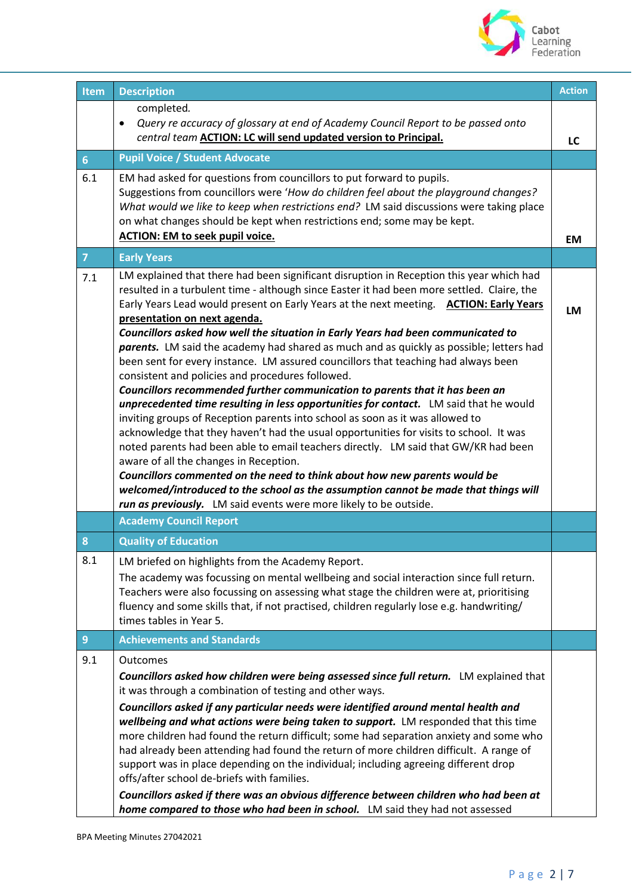| Item | Description | Action |
|---|---|---|
| | completed.<br>• *Query re accuracy of glossary at end of Academy Council Report to be passed onto central team* **ACTION: LC will send updated version to Principal.** | LC |
| **6** | **Pupil Voice / Student Advocate** | |
| 6.1 | EM had asked for questions from councillors to put forward to pupils.<br>Suggestions from councillors were '*How do children feel about the playground changes? What would we like to keep when restrictions end?* LM said discussions were taking place on what changes should be kept when restrictions end; some may be kept.<br>**ACTION: EM to seek pupil voice.** | EM |
| **7** | **Early Years** | |
| 7.1 | LM explained that there had been significant disruption in Reception this year which had resulted in a turbulent time - although since Easter it had been more settled. Claire, the Early Years Lead would present on Early Years at the next meeting. **ACTION: Early Years presentation on next agenda.**<br>***Councillors asked how well the situation in Early Years had been communicated to parents.*** LM said the academy had shared as much and as quickly as possible; letters had been sent for every instance. LM assured councillors that teaching had always been consistent and policies and procedures followed.<br>***Councillors recommended further communication to parents that it has been an unprecedented time resulting in less opportunities for contact.*** LM said that he would inviting groups of Reception parents into school as soon as it was allowed to acknowledge that they haven't had the usual opportunities for visits to school. It was noted parents had been able to email teachers directly. LM said that GW/KR had been aware of all the changes in Reception.<br>***Councillors commented on the need to think about how new parents would be welcomed/introduced to the school as the assumption cannot be made that things will run as previously.*** LM said events were more likely to be outside. | LM |
| | **Academy Council Report** | |
| **8** | **Quality of Education** | |
| 8.1 | LM briefed on highlights from the Academy Report.<br>The academy was focussing on mental wellbeing and social interaction since full return. Teachers were also focussing on assessing what stage the children were at, prioritising fluency and some skills that, if not practised, children regularly lose e.g. handwriting/ times tables in Year 5. | |
| **9** | **Achievements and Standards** | |
| 9.1 | Outcomes<br>***Councillors asked how children were being assessed since full return.*** LM explained that it was through a combination of testing and other ways.<br>***Councillors asked if any particular needs were identified around mental health and wellbeing and what actions were being taken to support.*** LM responded that this time more children had found the return difficult; some had separation anxiety and some who had already been attending had found the return of more children difficult. A range of support was in place depending on the individual; including agreeing different drop offs/after school de-briefs with families.<br>***Councillors asked if there was an obvious difference between children who had been at home compared to those who had been in school.*** LM said they had not assessed | |

BPA Meeting Minutes 27042021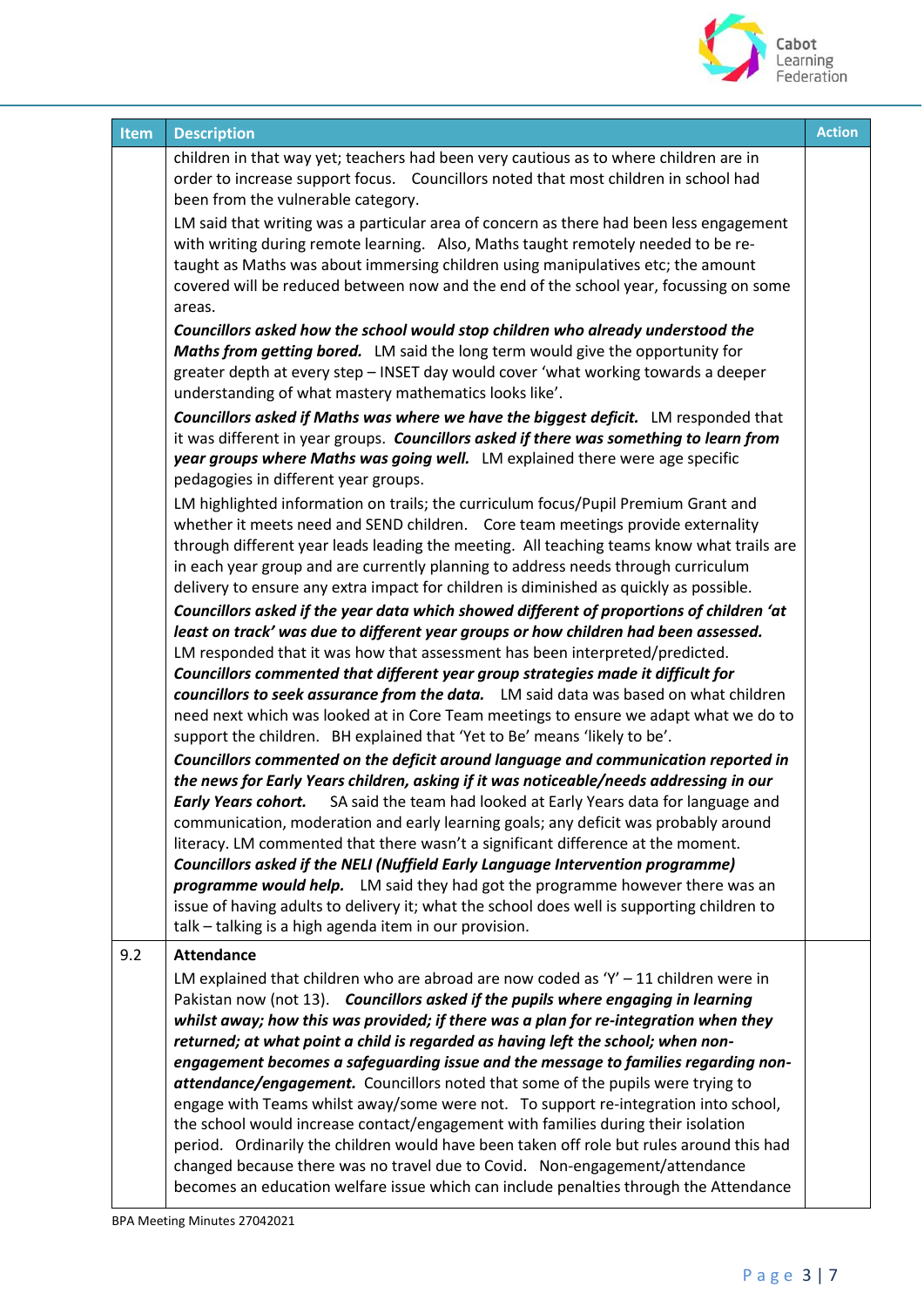| Item | Description | Action |
|---|---|---|
| | children in that way yet; teachers had been very cautious as to where children are in order to increase support focus. Councillors noted that most children in school had been from the vulnerable category.<br>LM said that writing was a particular area of concern as there had been less engagement with writing during remote learning. Also, Maths taught remotely needed to be re-taught as Maths was about immersing children using manipulatives etc; the amount covered will be reduced between now and the end of the school year, focussing on some areas.<br>***Councillors asked how the school would stop children who already understood the Maths from getting bored.*** LM said the long term would give the opportunity for greater depth at every step – INSET day would cover 'what working towards a deeper understanding of what mastery mathematics looks like'.<br>***Councillors asked if Maths was where we have the biggest deficit.*** LM responded that it was different in year groups. ***Councillors asked if there was something to learn from year groups where Maths was going well.*** LM explained there were age specific pedagogies in different year groups.<br>LM highlighted information on trails; the curriculum focus/Pupil Premium Grant and whether it meets need and SEND children. Core team meetings provide externality through different year leads leading the meeting. All teaching teams know what trails are in each year group and are currently planning to address needs through curriculum delivery to ensure any extra impact for children is diminished as quickly as possible.<br>***Councillors asked if the year data which showed different of proportions of children 'at least on track' was due to different year groups or how children had been assessed.*** LM responded that it was how that assessment has been interpreted/predicted. ***Councillors commented that different year group strategies made it difficult for councillors to seek assurance from the data.*** LM said data was based on what children need next which was looked at in Core Team meetings to ensure we adapt what we do to support the children. BH explained that 'Yet to Be' means 'likely to be'.<br>***Councillors commented on the deficit around language and communication reported in the news for Early Years children, asking if it was noticeable/needs addressing in our Early Years cohort.*** SA said the team had looked at Early Years data for language and communication, moderation and early learning goals; any deficit was probably around literacy. LM commented that there wasn't a significant difference at the moment. ***Councillors asked if the NELI (Nuffield Early Language Intervention programme) programme would help.*** LM said they had got the programme however there was an issue of having adults to delivery it; what the school does well is supporting children to talk – talking is a high agenda item in our provision. | |
| 9.2 | **Attendance**<br>LM explained that children who are abroad are now coded as 'Y' – 11 children were in Pakistan now (not 13). ***Councillors asked if the pupils where engaging in learning whilst away; how this was provided; if there was a plan for re-integration when they returned; at what point a child is regarded as having left the school; when non-engagement becomes a safeguarding issue and the message to families regarding non-attendance/engagement.*** Councillors noted that some of the pupils were trying to engage with Teams whilst away/some were not. To support re-integration into school, the school would increase contact/engagement with families during their isolation period. Ordinarily the children would have been taken off role but rules around this had changed because there was no travel due to Covid. Non-engagement/attendance becomes an education welfare issue which can include penalties through the Attendance | |

BPA Meeting Minutes 27042021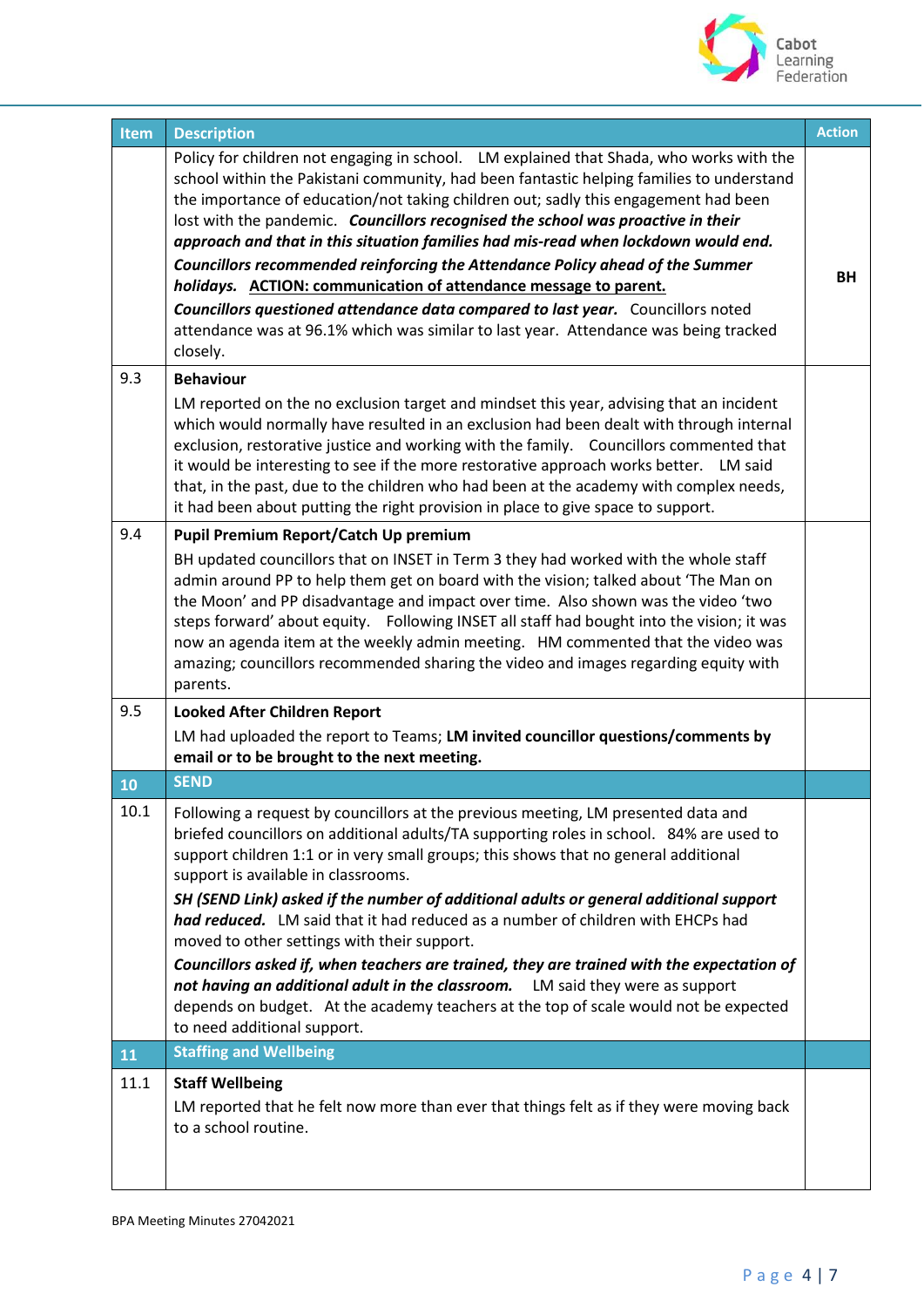| Item | Description | Action |
|---|---|---|
| | Policy for children not engaging in school. LM explained that Shada, who works with the school within the Pakistani community, had been fantastic helping families to understand the importance of education/not taking children out; sadly this engagement had been lost with the pandemic. ***Councillors recognised the school was proactive in their approach and that in this situation families had mis-read when lockdown would end.*** ***Councillors recommended reinforcing the Attendance Policy ahead of the Summer holidays.*** **ACTION: communication of attendance message to parent.** ***Councillors questioned attendance data compared to last year.*** Councillors noted attendance was at 96.1% which was similar to last year. Attendance was being tracked closely. | **BH** |
| 9.3 | **Behaviour** LM reported on the no exclusion target and mindset this year, advising that an incident which would normally have resulted in an exclusion had been dealt with through internal exclusion, restorative justice and working with the family. Councillors commented that it would be interesting to see if the more restorative approach works better. LM said that, in the past, due to the children who had been at the academy with complex needs, it had been about putting the right provision in place to give space to support. | |
| 9.4 | **Pupil Premium Report/Catch Up premium** BH updated councillors that on INSET in Term 3 they had worked with the whole staff admin around PP to help them get on board with the vision; talked about 'The Man on the Moon' and PP disadvantage and impact over time. Also shown was the video 'two steps forward' about equity. Following INSET all staff had bought into the vision; it was now an agenda item at the weekly admin meeting. HM commented that the video was amazing; councillors recommended sharing the video and images regarding equity with parents. | |
| 9.5 | **Looked After Children Report** LM had uploaded the report to Teams; **LM invited councillor questions/comments by email or to be brought to the next meeting.** | |
| **10** | **SEND** | |
| 10.1 | Following a request by councillors at the previous meeting, LM presented data and briefed councillors on additional adults/TA supporting roles in school. 84% are used to support children 1:1 or in very small groups; this shows that no general additional support is available in classrooms. ***SH (SEND Link) asked if the number of additional adults or general additional support had reduced.*** LM said that it had reduced as a number of children with EHCPs had moved to other settings with their support. ***Councillors asked if, when teachers are trained, they are trained with the expectation of not having an additional adult in the classroom.*** LM said they were as support depends on budget. At the academy teachers at the top of scale would not be expected to need additional support. | |
| **11** | **Staffing and Wellbeing** | |
| 11.1 | **Staff Wellbeing** LM reported that he felt now more than ever that things felt as if they were moving back to a school routine. | |

BPA Meeting Minutes 27042021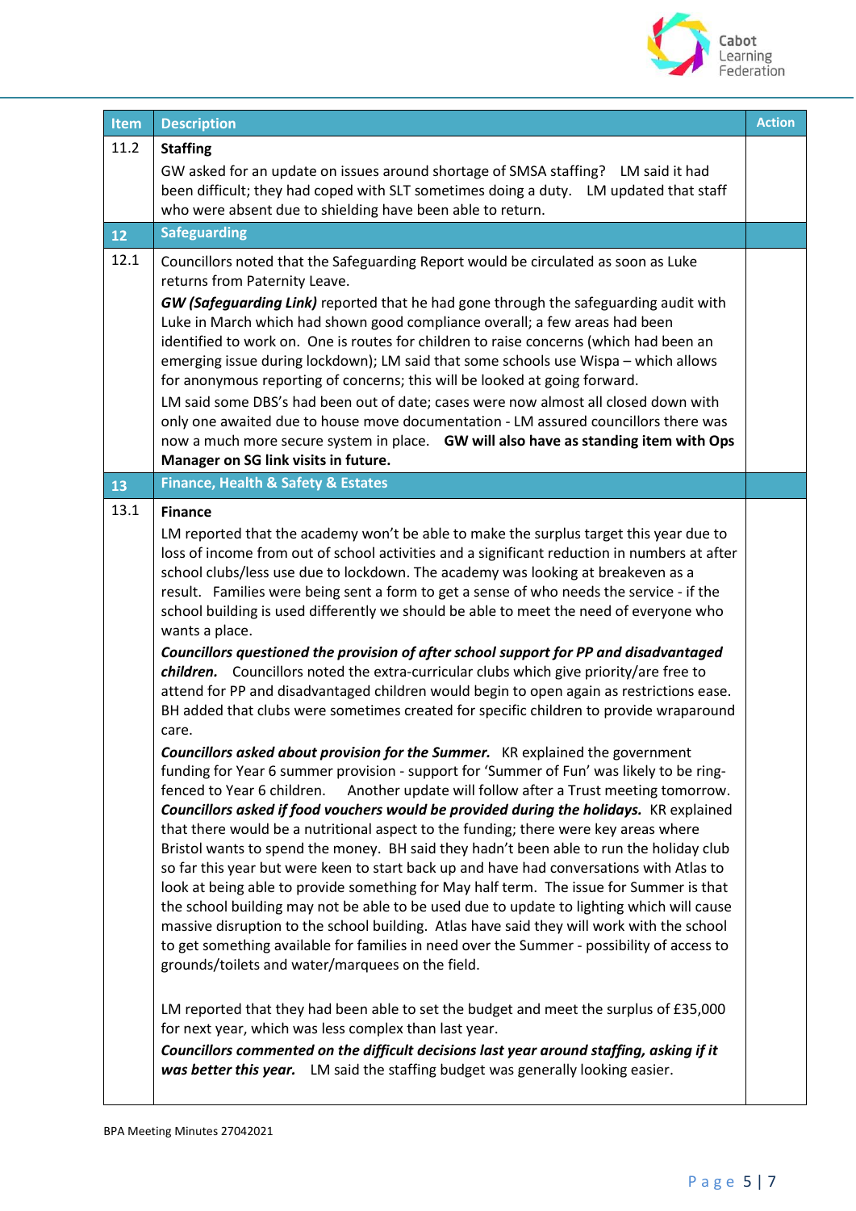| Item | Description | Action |
|---|---|---|
| 11.2 | **Staffing**<br>GW asked for an update on issues around shortage of SMSA staffing? LM said it had been difficult; they had coped with SLT sometimes doing a duty. LM updated that staff who were absent due to shielding have been able to return. | |
| **12** | **Safeguarding** | |
| 12.1 | Councillors noted that the Safeguarding Report would be circulated as soon as Luke returns from Paternity Leave.<br>***GW (Safeguarding Link)*** reported that he had gone through the safeguarding audit with Luke in March which had shown good compliance overall; a few areas had been identified to work on. One is routes for children to raise concerns (which had been an emerging issue during lockdown); LM said that some schools use Wispa – which allows for anonymous reporting of concerns; this will be looked at going forward.<br>LM said some DBS's had been out of date; cases were now almost all closed down with only one awaited due to house move documentation - LM assured councillors there was now a much more secure system in place. **GW will also have as standing item with Ops Manager on SG link visits in future.** | |
| **13** | **Finance, Health & Safety & Estates** | |
| 13.1 | **Finance**<br>LM reported that the academy won't be able to make the surplus target this year due to loss of income from out of school activities and a significant reduction in numbers at after school clubs/less use due to lockdown. The academy was looking at breakeven as a result. Families were being sent a form to get a sense of who needs the service - if the school building is used differently we should be able to meet the need of everyone who wants a place.<br>***Councillors questioned the provision of after school support for PP and disadvantaged children.*** Councillors noted the extra-curricular clubs which give priority/are free to attend for PP and disadvantaged children would begin to open again as restrictions ease. BH added that clubs were sometimes created for specific children to provide wraparound care.<br>***Councillors asked about provision for the Summer.*** KR explained the government funding for Year 6 summer provision - support for 'Summer of Fun' was likely to be ring-fenced to Year 6 children. Another update will follow after a Trust meeting tomorrow.<br>***Councillors asked if food vouchers would be provided during the holidays.*** KR explained that there would be a nutritional aspect to the funding; there were key areas where Bristol wants to spend the money. BH said they hadn't been able to run the holiday club so far this year but were keen to start back up and have had conversations with Atlas to look at being able to provide something for May half term. The issue for Summer is that the school building may not be able to be used due to update to lighting which will cause massive disruption to the school building. Atlas have said they will work with the school to get something available for families in need over the Summer - possibility of access to grounds/toilets and water/marquees on the field.<br><br>LM reported that they had been able to set the budget and meet the surplus of £35,000 for next year, which was less complex than last year.<br>***Councillors commented on the difficult decisions last year around staffing, asking if it was better this year.*** LM said the staffing budget was generally looking easier. | |

BPA Meeting Minutes 27042021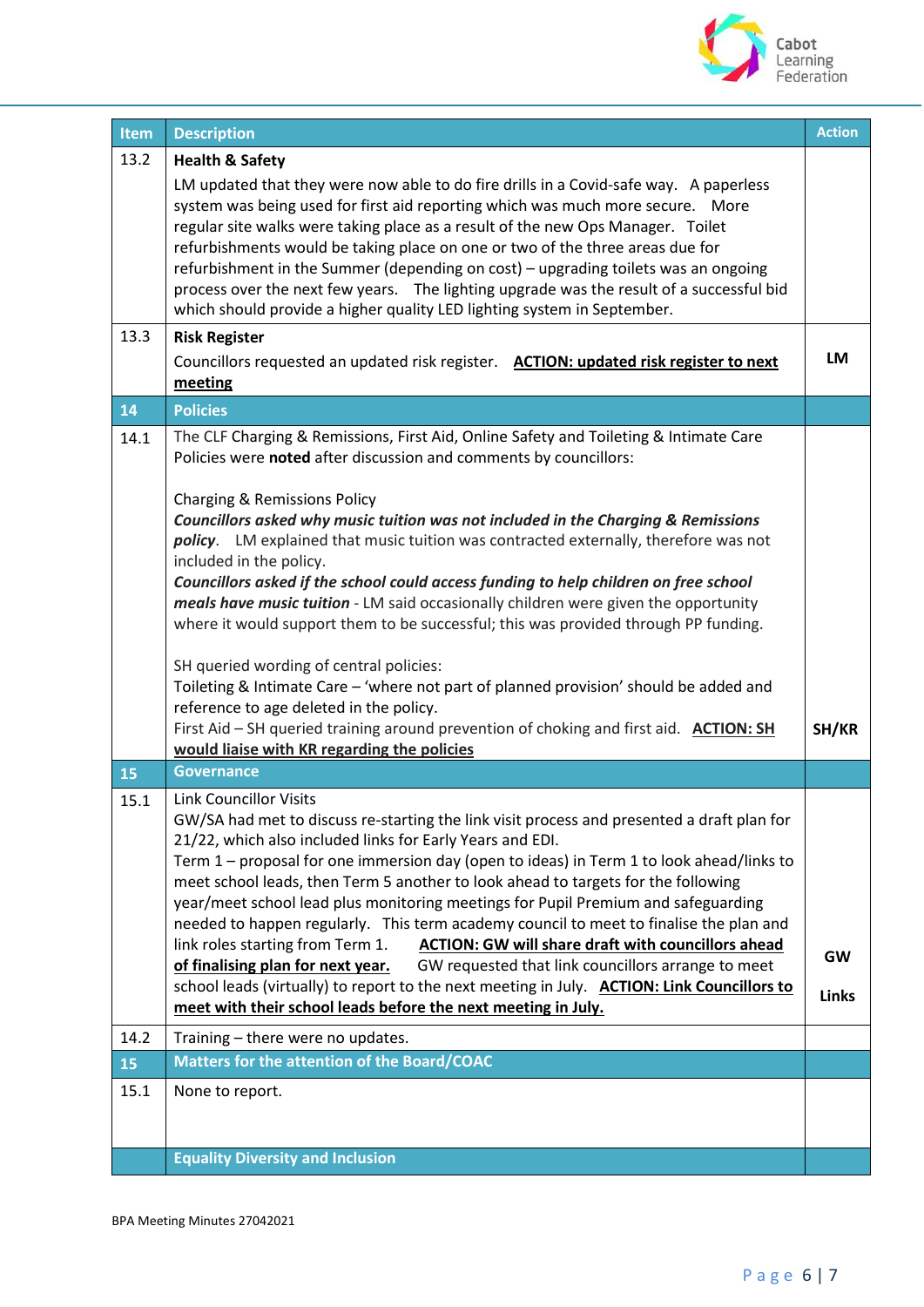| Item | Description | Action |
|---|---|---|
| 13.2 | **Health & Safety**<br>LM updated that they were now able to do fire drills in a Covid-safe way. A paperless system was being used for first aid reporting which was much more secure. More regular site walks were taking place as a result of the new Ops Manager. Toilet refurbishments would be taking place on one or two of the three areas due for refurbishment in the Summer (depending on cost) – upgrading toilets was an ongoing process over the next few years. The lighting upgrade was the result of a successful bid which should provide a higher quality LED lighting system in September. | |
| 13.3 | **Risk Register**<br>Councillors requested an updated risk register. **ACTION: updated risk register to next meeting** | **LM** |
| **14** | **Policies** | |
| 14.1 | The CLF Charging & Remissions, First Aid, Online Safety and Toileting & Intimate Care Policies were **noted** after discussion and comments by councillors:<br><br>Charging & Remissions Policy<br>***Councillors asked why music tuition was not included in the Charging & Remissions policy***. LM explained that music tuition was contracted externally, therefore was not included in the policy.<br>***Councillors asked if the school could access funding to help children on free school meals have music tuition*** - LM said occasionally children were given the opportunity where it would support them to be successful; this was provided through PP funding.<br><br>SH queried wording of central policies:<br>Toileting & Intimate Care – 'where not part of planned provision' should be added and reference to age deleted in the policy.<br>First Aid – SH queried training around prevention of choking and first aid. **ACTION: SH would liaise with KR regarding the policies** | **SH/KR** |
| **15** | **Governance** | |
| 15.1 | Link Councillor Visits<br>GW/SA had met to discuss re-starting the link visit process and presented a draft plan for 21/22, which also included links for Early Years and EDI.<br>Term 1 – proposal for one immersion day (open to ideas) in Term 1 to look ahead/links to meet school leads, then Term 5 another to look ahead to targets for the following year/meet school lead plus monitoring meetings for Pupil Premium and safeguarding needed to happen regularly. This term academy council to meet to finalise the plan and link roles starting from Term 1. **ACTION: GW will share draft with councillors ahead of finalising plan for next year.** GW requested that link councillors arrange to meet school leads (virtually) to report to the next meeting in July. **ACTION: Link Councillors to meet with their school leads before the next meeting in July.** | **GW**<br><br>**Links** |
| 14.2 | Training – there were no updates. | |
| **15** | **Matters for the attention of the Board/COAC** | |
| 15.1 | None to report. | |
| | **Equality Diversity and Inclusion** | |

BPA Meeting Minutes 27042021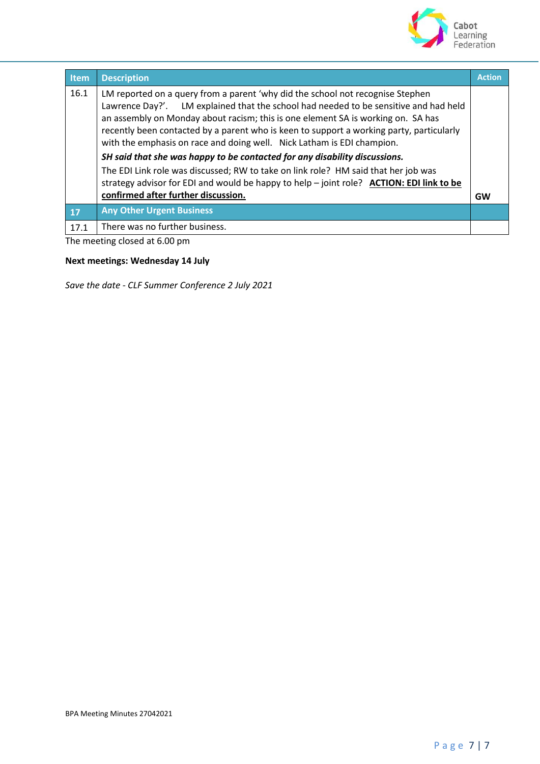| Item | Description | Action |
|---|---|---|
| 16.1 | LM reported on a query from a parent 'why did the school not recognise Stephen Lawrence Day?'. LM explained that the school had needed to be sensitive and had held an assembly on Monday about racism; this is one element SA is working on. SA has recently been contacted by a parent who is keen to support a working party, particularly with the emphasis on race and doing well. Nick Latham is EDI champion.<br>***SH said that she was happy to be contacted for any disability discussions.***<br>The EDI Link role was discussed; RW to take on link role? HM said that her job was strategy advisor for EDI and would be happy to help – joint role? **ACTION: EDI link to be confirmed after further discussion.** | **GW** |
| **17** | **Any Other Urgent Business** | |
| 17.1 | There was no further business. | |

The meeting closed at 6.00 pm

**Next meetings: Wednesday 14 July**

*Save the date - CLF Summer Conference 2 July 2021*

BPA Meeting Minutes 27042021